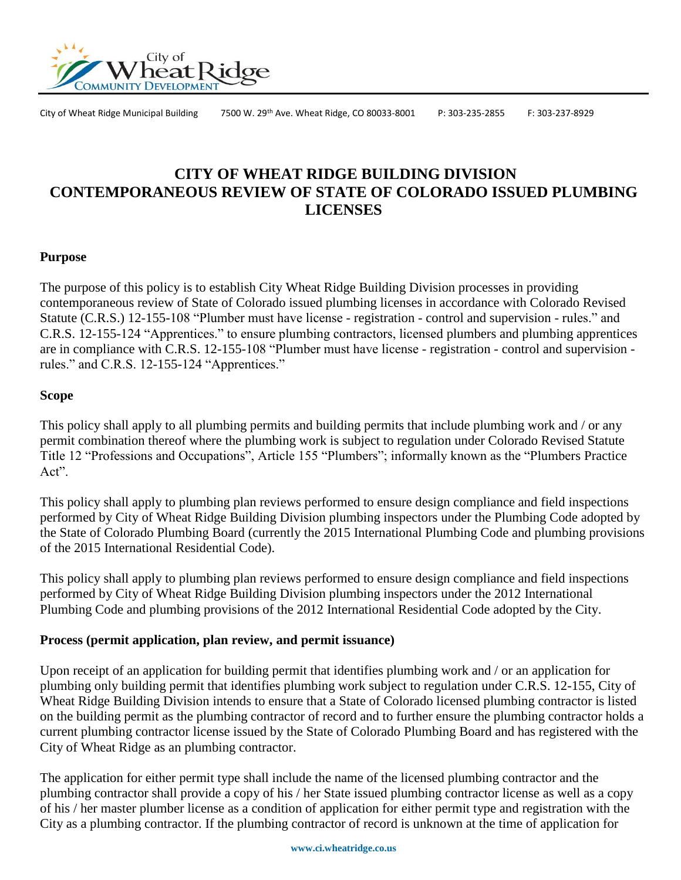City of Wheat Ridge Municipal Building 7500 W. 29th Ave. Wheat Ridge, CO 80033-8001 P: 303-235-2855 F: 303-237-8929

# CITY OF WHEAT RIDGE BUILDING DIVISION CONTEMPORANEOUS REVIEW OF STATE OF COLORADO ISSUED PLUMBING LICENSES

## Purpose

The purpose of this policy is to establish City Wheat Ridge Building Division processes in providing contemporaneous review of State of Colorado issued plumbing licenses in accordance with Colorado Revised Statute (C.R.S.) 12-155-108 "Plumber must have license - registration - control and supervision - rules." and C.R.S. 12-155-124 "Apprentices." to ensure plumbing contractors, licensed plumbers and plumbing apprentices are in compliance with C.R.S. 12-155-108 "Plumber must have license - registration - control and supervision - rules." and C.R.S. 12-155-124 "Apprentices."

## Scope

This policy shall apply to all plumbing permits and building permits that include plumbing work and / or any permit combination thereof where the plumbing work is subject to regulation under Colorado Revised Statute Title 12 "Professions and Occupations", Article 155 "Plumbers"; informally known as the "Plumbers Practice Act".

This policy shall apply to plumbing plan reviews performed to ensure design compliance and field inspections performed by City of Wheat Ridge Building Division plumbing inspectors under the Plumbing Code adopted by the State of Colorado Plumbing Board (currently the 2015 International Plumbing Code and plumbing provisions of the 2015 International Residential Code).

This policy shall apply to plumbing plan reviews performed to ensure design compliance and field inspections performed by City of Wheat Ridge Building Division plumbing inspectors under the 2012 International Plumbing Code and plumbing provisions of the 2012 International Residential Code adopted by the City.

## Process (permit application, plan review, and permit issuance)

Upon receipt of an application for building permit that identifies plumbing work and / or an application for plumbing only building permit that identifies plumbing work subject to regulation under C.R.S. 12-155, City of Wheat Ridge Building Division intends to ensure that a State of Colorado licensed plumbing contractor is listed on the building permit as the plumbing contractor of record and to further ensure the plumbing contractor holds a current plumbing contractor license issued by the State of Colorado Plumbing Board and has registered with the City of Wheat Ridge as an plumbing contractor.

The application for either permit type shall include the name of the licensed plumbing contractor and the plumbing contractor shall provide a copy of his / her State issued plumbing contractor license as well as a copy of his / her master plumber license as a condition of application for either permit type and registration with the City as a plumbing contractor. If the plumbing contractor of record is unknown at the time of application for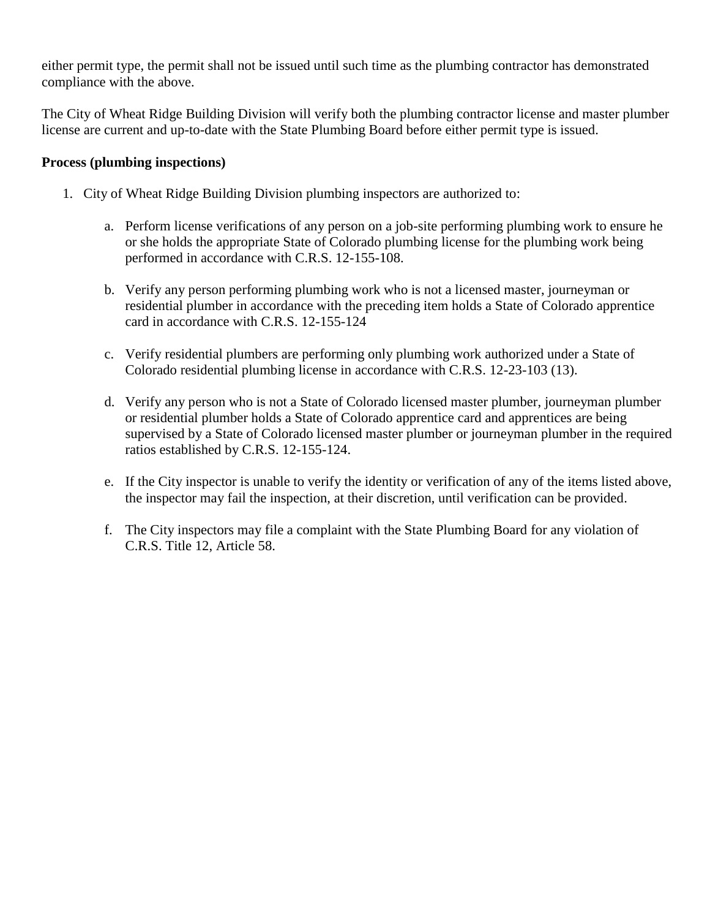either permit type, the permit shall not be issued until such time as the plumbing contractor has demonstrated compliance with the above.

The City of Wheat Ridge Building Division will verify both the plumbing contractor license and master plumber license are current and up-to-date with the State Plumbing Board before either permit type is issued.

**Process (plumbing inspections)**

1. City of Wheat Ridge Building Division plumbing inspectors are authorized to:

   a. Perform license verifications of any person on a job-site performing plumbing work to ensure he or she holds the appropriate State of Colorado plumbing license for the plumbing work being performed in accordance with C.R.S. 12-155-108.

   b. Verify any person performing plumbing work who is not a licensed master, journeyman or residential plumber in accordance with the preceding item holds a State of Colorado apprentice card in accordance with C.R.S. 12-155-124

   c. Verify residential plumbers are performing only plumbing work authorized under a State of Colorado residential plumbing license in accordance with C.R.S. 12-23-103 (13).

   d. Verify any person who is not a State of Colorado licensed master plumber, journeyman plumber or residential plumber holds a State of Colorado apprentice card and apprentices are being supervised by a State of Colorado licensed master plumber or journeyman plumber in the required ratios established by C.R.S. 12-155-124.

   e. If the City inspector is unable to verify the identity or verification of any of the items listed above, the inspector may fail the inspection, at their discretion, until verification can be provided.

   f. The City inspectors may file a complaint with the State Plumbing Board for any violation of C.R.S. Title 12, Article 58.